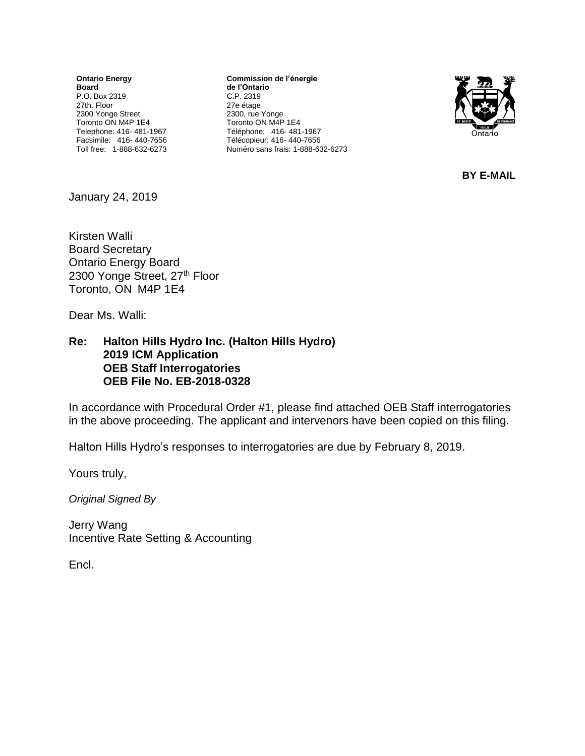**Ontario Energy Board**
P.O. Box 2319
27th. Floor
2300 Yonge Street
Toronto ON M4P 1E4
Telephone: 416- 481-1967
Facsimile: 416- 440-7656
Toll free: 1-888-632-6273

**Commission de l'énergie de l'Ontario**
C.P. 2319
27e étage
2300, rue Yonge
Toronto ON M4P 1E4
Téléphone; 416- 481-1967
Télécopieur: 416- 440-7656
Numéro sans frais: 1-888-632-6273

**BY E-MAIL**

January 24, 2019

Kirsten Walli
Board Secretary
Ontario Energy Board
2300 Yonge Street, 27th Floor
Toronto, ON M4P 1E4

Dear Ms. Walli:

**Re: Halton Hills Hydro Inc. (Halton Hills Hydro)**
**2019 ICM Application**
**OEB Staff Interrogatories**
**OEB File No. EB-2018-0328**

In accordance with Procedural Order #1, please find attached OEB Staff interrogatories in the above proceeding. The applicant and intervenors have been copied on this filing.

Halton Hills Hydro's responses to interrogatories are due by February 8, 2019.

Yours truly,

*Original Signed By*

Jerry Wang
Incentive Rate Setting & Accounting

Encl.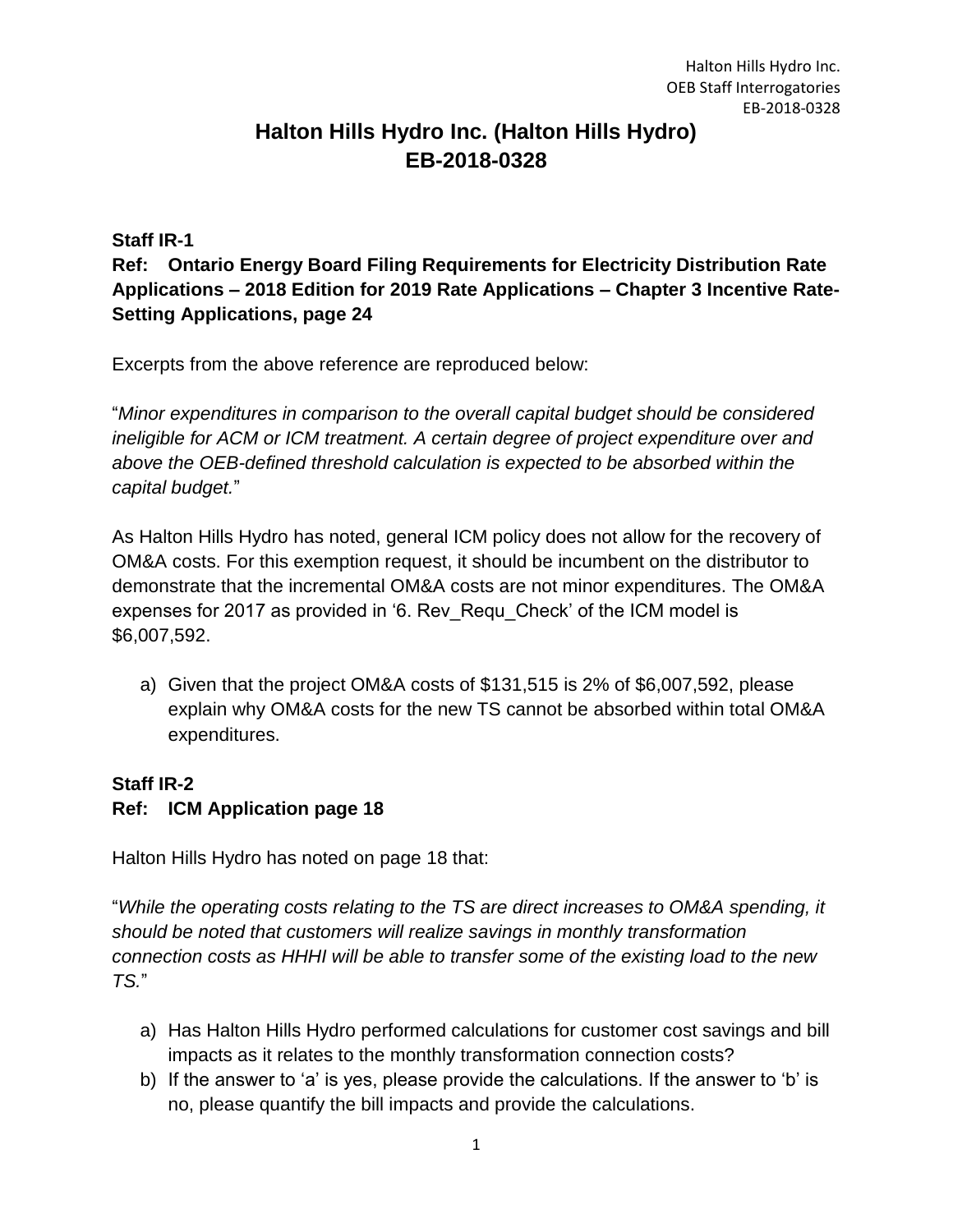# Halton Hills Hydro Inc. (Halton Hills Hydro) EB-2018-0328

**Staff IR-1**

**Ref: Ontario Energy Board Filing Requirements for Electricity Distribution Rate Applications – 2018 Edition for 2019 Rate Applications – Chapter 3 Incentive Rate-Setting Applications, page 24**

Excerpts from the above reference are reproduced below:

"*Minor expenditures in comparison to the overall capital budget should be considered ineligible for ACM or ICM treatment. A certain degree of project expenditure over and above the OEB-defined threshold calculation is expected to be absorbed within the capital budget.*"

As Halton Hills Hydro has noted, general ICM policy does not allow for the recovery of OM&A costs. For this exemption request, it should be incumbent on the distributor to demonstrate that the incremental OM&A costs are not minor expenditures. The OM&A expenses for 2017 as provided in '6. Rev_Requ_Check' of the ICM model is $6,007,592.

a) Given that the project OM&A costs of $131,515 is 2% of $6,007,592, please explain why OM&A costs for the new TS cannot be absorbed within total OM&A expenditures.

**Staff IR-2**

**Ref: ICM Application page 18**

Halton Hills Hydro has noted on page 18 that:

"*While the operating costs relating to the TS are direct increases to OM&A spending, it should be noted that customers will realize savings in monthly transformation connection costs as HHHI will be able to transfer some of the existing load to the new TS.*"

a) Has Halton Hills Hydro performed calculations for customer cost savings and bill impacts as it relates to the monthly transformation connection costs?
b) If the answer to 'a' is yes, please provide the calculations. If the answer to 'b' is no, please quantify the bill impacts and provide the calculations.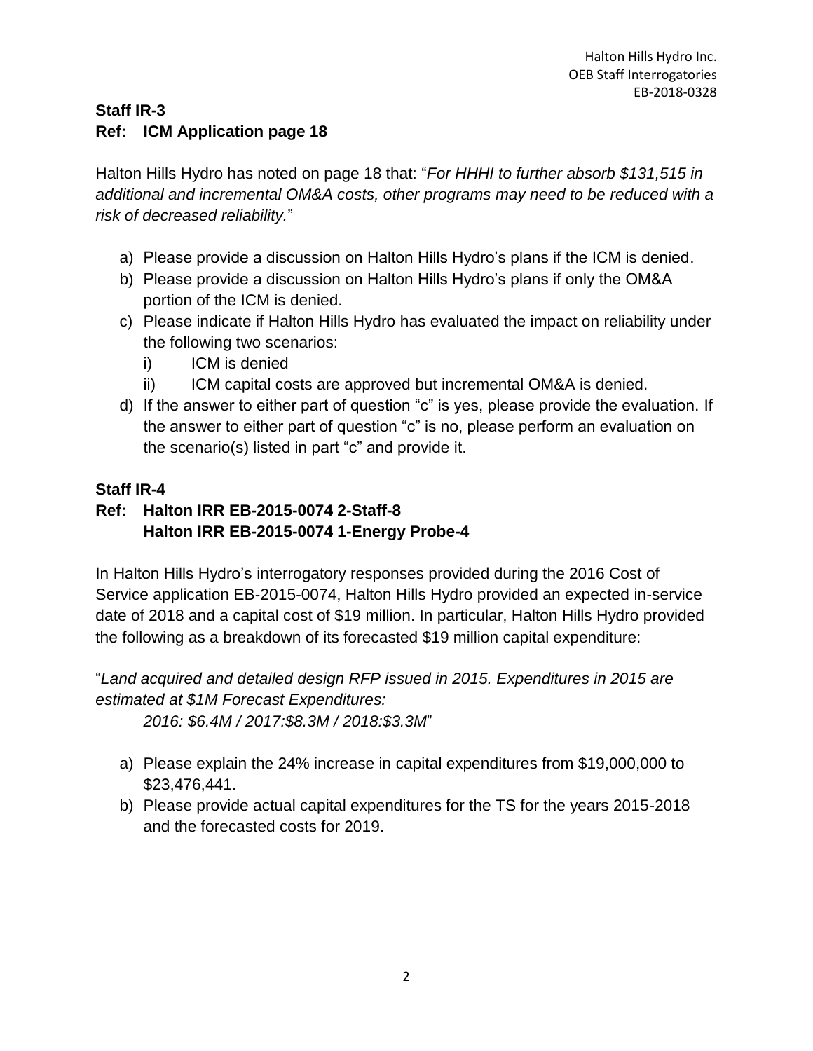**Staff IR-3**
**Ref: ICM Application page 18**

Halton Hills Hydro has noted on page 18 that: "*For HHHI to further absorb $131,515 in additional and incremental OM&A costs, other programs may need to be reduced with a risk of decreased reliability.*"

a) Please provide a discussion on Halton Hills Hydro's plans if the ICM is denied.
b) Please provide a discussion on Halton Hills Hydro's plans if only the OM&A portion of the ICM is denied.
c) Please indicate if Halton Hills Hydro has evaluated the impact on reliability under the following two scenarios:
   i) ICM is denied
   ii) ICM capital costs are approved but incremental OM&A is denied.
d) If the answer to either part of question "c" is yes, please provide the evaluation. If the answer to either part of question "c" is no, please perform an evaluation on the scenario(s) listed in part "c" and provide it.

**Staff IR-4**
**Ref: Halton IRR EB-2015-0074 2-Staff-8**
**Halton IRR EB-2015-0074 1-Energy Probe-4**

In Halton Hills Hydro's interrogatory responses provided during the 2016 Cost of Service application EB-2015-0074, Halton Hills Hydro provided an expected in-service date of 2018 and a capital cost of $19 million. In particular, Halton Hills Hydro provided the following as a breakdown of its forecasted $19 million capital expenditure:

"*Land acquired and detailed design RFP issued in 2015. Expenditures in 2015 are estimated at $1M Forecast Expenditures:*
*2016: $6.4M / 2017:$8.3M / 2018:$3.3M*"

a) Please explain the 24% increase in capital expenditures from $19,000,000 to $23,476,441.
b) Please provide actual capital expenditures for the TS for the years 2015-2018 and the forecasted costs for 2019.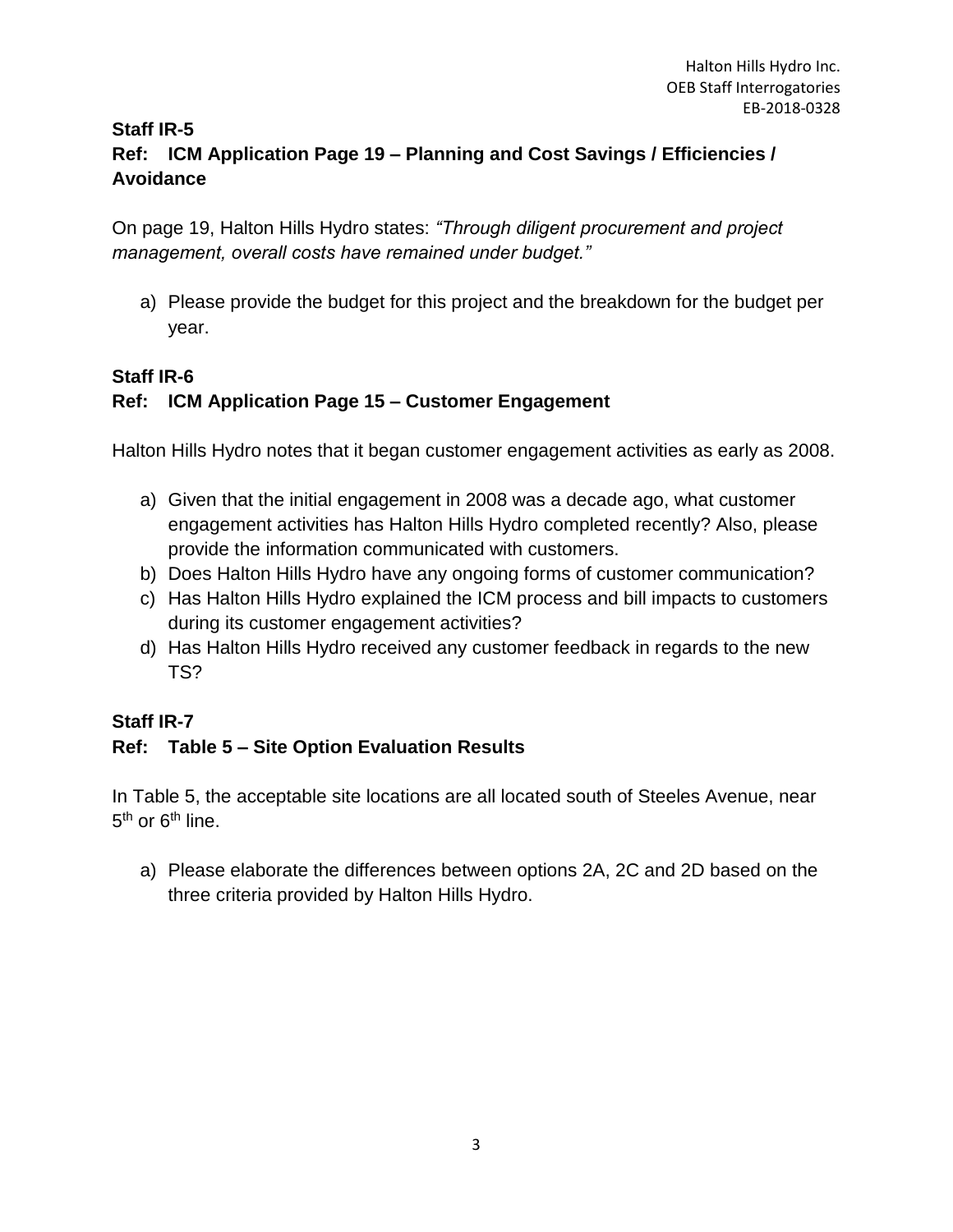**Staff IR-5**

**Ref: ICM Application Page 19 – Planning and Cost Savings / Efficiencies / Avoidance**

On page 19, Halton Hills Hydro states: *"Through diligent procurement and project management, overall costs have remained under budget."*

a) Please provide the budget for this project and the breakdown for the budget per year.

**Staff IR-6**

**Ref: ICM Application Page 15 – Customer Engagement**

Halton Hills Hydro notes that it began customer engagement activities as early as 2008.

a) Given that the initial engagement in 2008 was a decade ago, what customer engagement activities has Halton Hills Hydro completed recently? Also, please provide the information communicated with customers.
b) Does Halton Hills Hydro have any ongoing forms of customer communication?
c) Has Halton Hills Hydro explained the ICM process and bill impacts to customers during its customer engagement activities?
d) Has Halton Hills Hydro received any customer feedback in regards to the new TS?

**Staff IR-7**

**Ref: Table 5 – Site Option Evaluation Results**

In Table 5, the acceptable site locations are all located south of Steeles Avenue, near 5th or 6th line.

a) Please elaborate the differences between options 2A, 2C and 2D based on the three criteria provided by Halton Hills Hydro.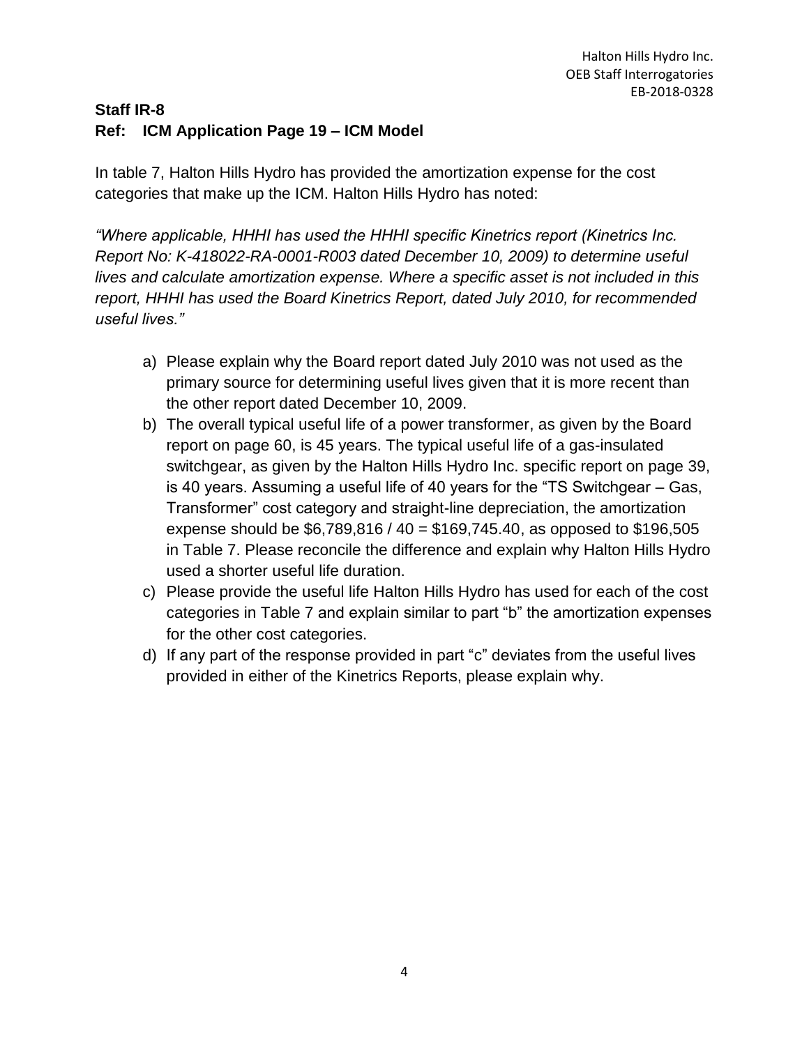**Staff IR-8**
**Ref: ICM Application Page 19 – ICM Model**

In table 7, Halton Hills Hydro has provided the amortization expense for the cost categories that make up the ICM. Halton Hills Hydro has noted:

*"Where applicable, HHHI has used the HHHI specific Kinetrics report (Kinetrics Inc. Report No: K-418022-RA-0001-R003 dated December 10, 2009) to determine useful lives and calculate amortization expense. Where a specific asset is not included in this report, HHHI has used the Board Kinetrics Report, dated July 2010, for recommended useful lives."*

a) Please explain why the Board report dated July 2010 was not used as the primary source for determining useful lives given that it is more recent than the other report dated December 10, 2009.
b) The overall typical useful life of a power transformer, as given by the Board report on page 60, is 45 years. The typical useful life of a gas-insulated switchgear, as given by the Halton Hills Hydro Inc. specific report on page 39, is 40 years. Assuming a useful life of 40 years for the "TS Switchgear – Gas, Transformer" cost category and straight-line depreciation, the amortization expense should be $6,789,816 / 40 = $169,745.40, as opposed to $196,505 in Table 7. Please reconcile the difference and explain why Halton Hills Hydro used a shorter useful life duration.
c) Please provide the useful life Halton Hills Hydro has used for each of the cost categories in Table 7 and explain similar to part "b" the amortization expenses for the other cost categories.
d) If any part of the response provided in part "c" deviates from the useful lives provided in either of the Kinetrics Reports, please explain why.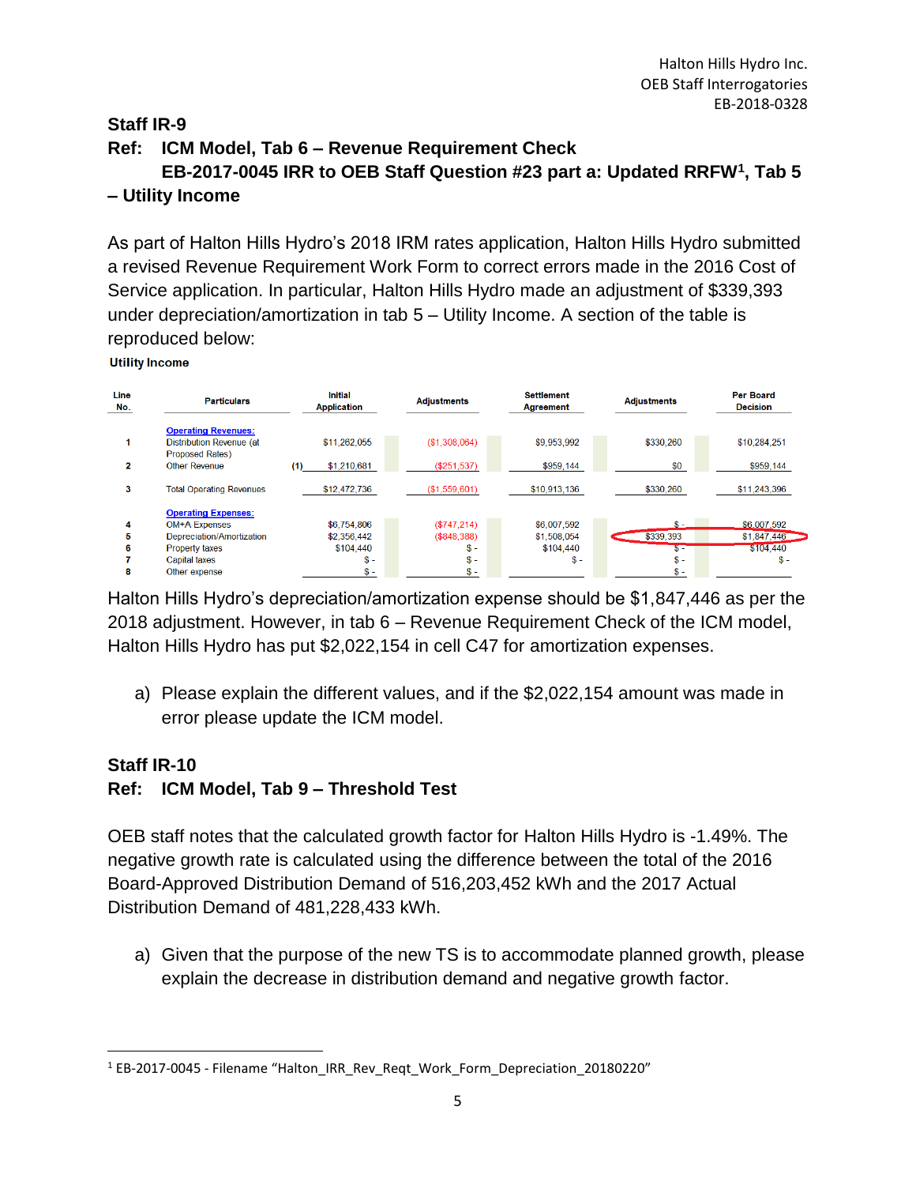## Staff IR-9

**Ref: ICM Model, Tab 6 – Revenue Requirement Check**
**EB-2017-0045 IRR to OEB Staff Question #23 part a: Updated RRFW[1], Tab 5 – Utility Income**

As part of Halton Hills Hydro's 2018 IRM rates application, Halton Hills Hydro submitted a revised Revenue Requirement Work Form to correct errors made in the 2016 Cost of Service application. In particular, Halton Hills Hydro made an adjustment of $339,393 under depreciation/amortization in tab 5 – Utility Income. A section of the table is reproduced below:

**Utility Income**

| Line No. | Particulars | | Initial Application | Adjustments | Settlement Agreement | Adjustments | Per Board Decision |
|---|---|---|---|---|---|---|---|
| | **Operating Revenues:** | | | | | | |
| 1 | Distribution Revenue (at Proposed Rates) | | $11,262,055 | ($1,308,064) | $9,953,992 | $330,260 | $10,284,251 |
| 2 | Other Revenue | (1) | $1,210,681 | ($251,537) | $959,144 | $0 | $959,144 |
| 3 | Total Operating Revenues | | $12,472,736 | ($1,559,601) | $10,913,136 | $330,260 | $11,243,396 |
| | **Operating Expenses:** | | | | | | |
| 4 | OM+A Expenses | | $6,754,806 | ($747,214) | $6,007,592 | $ - | $6,007,592 |
| 5 | Depreciation/Amortization | | $2,356,442 | ($848,388) | $1,508,054 | $339,393 | $1,847,446 |
| 6 | Property taxes | | $104,440 | $ - | $104,440 | $ - | $104,440 |
| 7 | Capital taxes | | $ - | $ - | $ - | $ - | $ - |
| 8 | Other expense | | $ - | $ - | | $ - | |

Halton Hills Hydro's depreciation/amortization expense should be $1,847,446 as per the 2018 adjustment. However, in tab 6 – Revenue Requirement Check of the ICM model, Halton Hills Hydro has put $2,022,154 in cell C47 for amortization expenses.

a) Please explain the different values, and if the $2,022,154 amount was made in error please update the ICM model.

## Staff IR-10

**Ref: ICM Model, Tab 9 – Threshold Test**

OEB staff notes that the calculated growth factor for Halton Hills Hydro is -1.49%. The negative growth rate is calculated using the difference between the total of the 2016 Board-Approved Distribution Demand of 516,203,452 kWh and the 2017 Actual Distribution Demand of 481,228,433 kWh.

a) Given that the purpose of the new TS is to accommodate planned growth, please explain the decrease in distribution demand and negative growth factor.

---

[1] EB-2017-0045 - Filename "Halton_IRR_Rev_Reqt_Work_Form_Depreciation_20180220"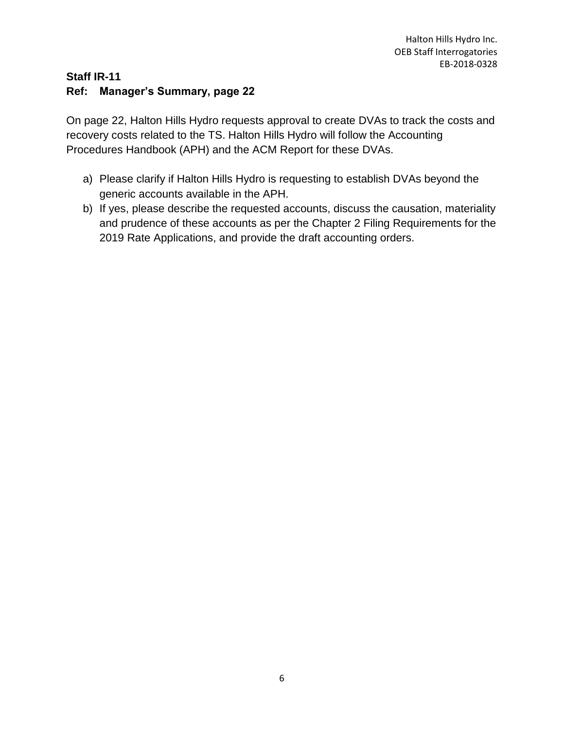**Staff IR-11**
**Ref: Manager's Summary, page 22**

On page 22, Halton Hills Hydro requests approval to create DVAs to track the costs and recovery costs related to the TS. Halton Hills Hydro will follow the Accounting Procedures Handbook (APH) and the ACM Report for these DVAs.

a) Please clarify if Halton Hills Hydro is requesting to establish DVAs beyond the generic accounts available in the APH.
b) If yes, please describe the requested accounts, discuss the causation, materiality and prudence of these accounts as per the Chapter 2 Filing Requirements for the 2019 Rate Applications, and provide the draft accounting orders.